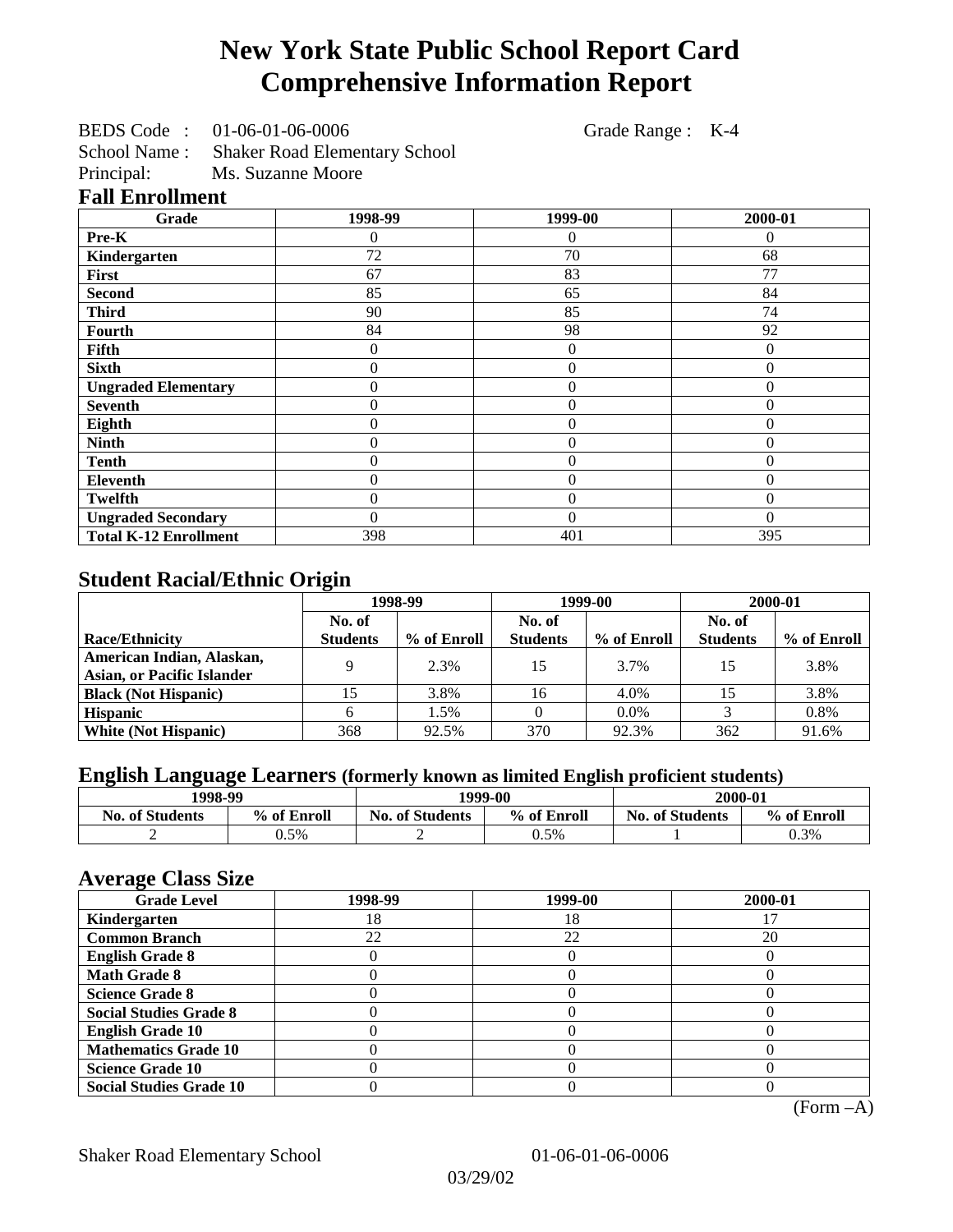# New York State Public School Report Card
# Comprehensive Information Report

BEDS Code : 01-06-01-06-0006 Grade Range : K-4
School Name : Shaker Road Elementary School
Principal: Ms. Suzanne Moore

## Fall Enrollment

| Grade | 1998-99 | 1999-00 | 2000-01 |
|---|---|---|---|
| Pre-K | 0 | 0 | 0 |
| Kindergarten | 72 | 70 | 68 |
| First | 67 | 83 | 77 |
| Second | 85 | 65 | 84 |
| Third | 90 | 85 | 74 |
| Fourth | 84 | 98 | 92 |
| Fifth | 0 | 0 | 0 |
| Sixth | 0 | 0 | 0 |
| Ungraded Elementary | 0 | 0 | 0 |
| Seventh | 0 | 0 | 0 |
| Eighth | 0 | 0 | 0 |
| Ninth | 0 | 0 | 0 |
| Tenth | 0 | 0 | 0 |
| Eleventh | 0 | 0 | 0 |
| Twelfth | 0 | 0 | 0 |
| Ungraded Secondary | 0 | 0 | 0 |
| Total K-12 Enrollment | 398 | 401 | 395 |

## Student Racial/Ethnic Origin

| | 1998-99 | | 1999-00 | | 2000-01 | |
|---|---|---|---|---|---|---|
| Race/Ethnicity | No. of Students | % of Enroll | No. of Students | % of Enroll | No. of Students | % of Enroll |
| American Indian, Alaskan, Asian, or Pacific Islander | 9 | 2.3% | 15 | 3.7% | 15 | 3.8% |
| Black (Not Hispanic) | 15 | 3.8% | 16 | 4.0% | 15 | 3.8% |
| Hispanic | 6 | 1.5% | 0 | 0.0% | 3 | 0.8% |
| White (Not Hispanic) | 368 | 92.5% | 370 | 92.3% | 362 | 91.6% |

## English Language Learners (formerly known as limited English proficient students)

| 1998-99 | | 1999-00 | | 2000-01 | |
|---|---|---|---|---|---|
| No. of Students | % of Enroll | No. of Students | % of Enroll | No. of Students | % of Enroll |
| 2 | 0.5% | 2 | 0.5% | 1 | 0.3% |

## Average Class Size

| Grade Level | 1998-99 | 1999-00 | 2000-01 |
|---|---|---|---|
| Kindergarten | 18 | 18 | 17 |
| Common Branch | 22 | 22 | 20 |
| English Grade 8 | 0 | 0 | 0 |
| Math Grade 8 | 0 | 0 | 0 |
| Science Grade 8 | 0 | 0 | 0 |
| Social Studies Grade 8 | 0 | 0 | 0 |
| English Grade 10 | 0 | 0 | 0 |
| Mathematics Grade 10 | 0 | 0 | 0 |
| Science Grade 10 | 0 | 0 | 0 |
| Social Studies Grade 10 | 0 | 0 | 0 |

(Form –A)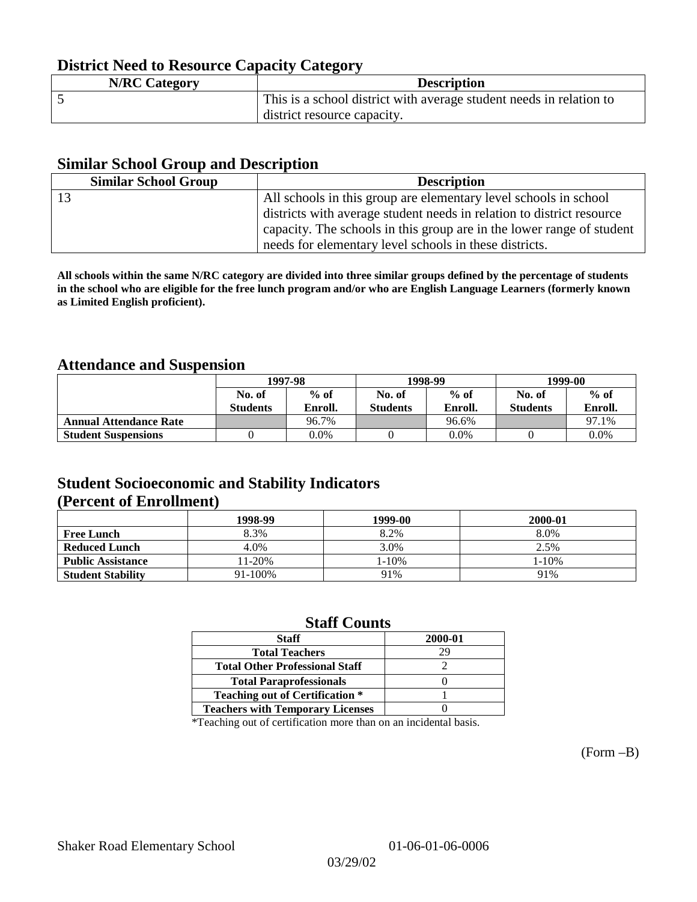## District Need to Resource Capacity Category

| N/RC Category | Description |
|---|---|
| 5 | This is a school district with average student needs in relation to district resource capacity. |

## Similar School Group and Description

| Similar School Group | Description |
|---|---|
| 13 | All schools in this group are elementary level schools in school districts with average student needs in relation to district resource capacity. The schools in this group are in the lower range of student needs for elementary level schools in these districts. |

**All schools within the same N/RC category are divided into three similar groups defined by the percentage of students in the school who are eligible for the free lunch program and/or who are English Language Learners (formerly known as Limited English proficient).**

## Attendance and Suspension

| | 1997-98 | | 1998-99 | | 1999-00 | |
|---|---|---|---|---|---|---|
| | No. of Students | % of Enroll. | No. of Students | % of Enroll. | No. of Students | % of Enroll. |
| **Annual Attendance Rate** | | 96.7% | | 96.6% | | 97.1% |
| **Student Suspensions** | 0 | 0.0% | 0 | 0.0% | 0 | 0.0% |

## Student Socioeconomic and Stability Indicators (Percent of Enrollment)

| | 1998-99 | 1999-00 | 2000-01 |
|---|---|---|---|
| **Free Lunch** | 8.3% | 8.2% | 8.0% |
| **Reduced Lunch** | 4.0% | 3.0% | 2.5% |
| **Public Assistance** | 11-20% | 1-10% | 1-10% |
| **Student Stability** | 91-100% | 91% | 91% |

## Staff Counts

| Staff | 2000-01 |
|---|---|
| Total Teachers | 29 |
| Total Other Professional Staff | 2 |
| Total Paraprofessionals | 0 |
| Teaching out of Certification * | 1 |
| Teachers with Temporary Licenses | 0 |

*Teaching out of certification more than on an incidental basis.

(Form –B)

Shaker Road Elementary School 01-06-01-06-0006

03/29/02